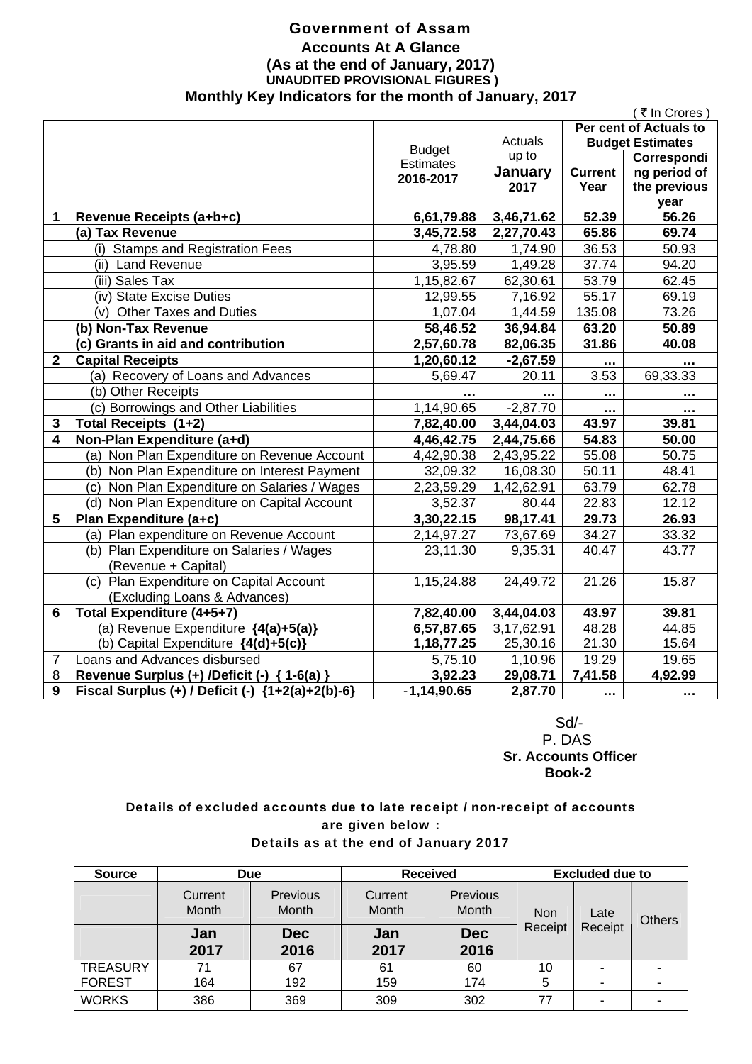# Government of Assam

## Accounts At A Glance

### (As at the end of January, 2017)

**UNAUDITED PROVISIONAL FIGURES )**

### Monthly Key Indicators for the month of January, 2017

( ₹ In Crores )

| | | Budget Estimates 2016-2017 | Actuals up to January 2017 | Per cent of Actuals to Budget Estimates | |
|---|---|---|---|---|---|
| | | | | Current Year | Corresponding period of the previous year |
| **1** | **Revenue Receipts (a+b+c)** | **6,61,79.88** | **3,46,71.62** | **52.39** | **56.26** |
| | **(a) Tax Revenue** | **3,45,72.58** | **2,27,70.43** | **65.86** | **69.74** |
| | (i) Stamps and Registration Fees | 4,78.80 | 1,74.90 | 36.53 | 50.93 |
| | (ii) Land Revenue | 3,95.59 | 1,49.28 | 37.74 | 94.20 |
| | (iii) Sales Tax | 1,15,82.67 | 62,30.61 | 53.79 | 62.45 |
| | (iv) State Excise Duties | 12,99.55 | 7,16.92 | 55.17 | 69.19 |
| | (v) Other Taxes and Duties | 1,07.04 | 1,44.59 | 135.08 | 73.26 |
| | **(b) Non-Tax Revenue** | **58,46.52** | **36,94.84** | **63.20** | **50.89** |
| | **(c) Grants in aid and contribution** | **2,57,60.78** | **82,06.35** | **31.86** | **40.08** |
| **2** | **Capital Receipts** | **1,20,60.12** | **-2,67.59** | **…** | **…** |
| | (a) Recovery of Loans and Advances | 5,69.47 | 20.11 | 3.53 | 69,33.33 |
| | (b) Other Receipts | … | … | … | … |
| | (c) Borrowings and Other Liabilities | 1,14,90.65 | -2,87.70 | … | … |
| **3** | **Total Receipts (1+2)** | **7,82,40.00** | **3,44,04.03** | **43.97** | **39.81** |
| **4** | **Non-Plan Expenditure (a+d)** | **4,46,42.75** | **2,44,75.66** | **54.83** | **50.00** |
| | (a) Non Plan Expenditure on Revenue Account | 4,42,90.38 | 2,43,95.22 | 55.08 | 50.75 |
| | (b) Non Plan Expenditure on Interest Payment | 32,09.32 | 16,08.30 | 50.11 | 48.41 |
| | (c) Non Plan Expenditure on Salaries / Wages | 2,23,59.29 | 1,42,62.91 | 63.79 | 62.78 |
| | (d) Non Plan Expenditure on Capital Account | 3,52.37 | 80.44 | 22.83 | 12.12 |
| **5** | **Plan Expenditure (a+c)** | **3,30,22.15** | **98,17.41** | **29.73** | **26.93** |
| | (a) Plan expenditure on Revenue Account | 2,14,97.27 | 73,67.69 | 34.27 | 33.32 |
| | (b) Plan Expenditure on Salaries / Wages (Revenue + Capital) | 23,11.30 | 9,35.31 | 40.47 | 43.77 |
| | (c) Plan Expenditure on Capital Account (Excluding Loans & Advances) | 1,15,24.88 | 24,49.72 | 21.26 | 15.87 |
| **6** | **Total Expenditure (4+5+7)** | **7,82,40.00** | **3,44,04.03** | **43.97** | **39.81** |
| | (a) Revenue Expenditure **{4(a)+5(a)}** | **6,57,87.65** | 3,17,62.91 | 48.28 | 44.85 |
| | (b) Capital Expenditure **{4(d)+5(c)}** | **1,18,77.25** | 25,30.16 | 21.30 | 15.64 |
| 7 | Loans and Advances disbursed | 5,75.10 | 1,10.96 | 19.29 | 19.65 |
| 8 | **Revenue Surplus (+) /Deficit (-) { 1-6(a) }** | **3,92.23** | **29,08.71** | **7,41.58** | **4,92.99** |
| 9 | **Fiscal Surplus (+) / Deficit (-) {1+2(a)+2(b)-6}** | **-1,14,90.65** | **2,87.70** | **…** | **…** |

Sd/-
P. DAS
**Sr. Accounts Officer**
**Book-2**

**Details of excluded accounts due to late receipt / non-receipt of accounts are given below :**

**Details as at the end of January 2017**

| Source | Due | | Received | | Excluded due to | | |
|---|---|---|---|---|---|---|---|
| | Current Month | Previous Month | Current Month | Previous Month | Non Receipt | Late Receipt | Others |
| | **Jan 2017** | **Dec 2016** | **Jan 2017** | **Dec 2016** | | | |
| TREASURY | 71 | 67 | 61 | 60 | 10 | - | - |
| FOREST | 164 | 192 | 159 | 174 | 5 | - | - |
| WORKS | 386 | 369 | 309 | 302 | 77 | - | - |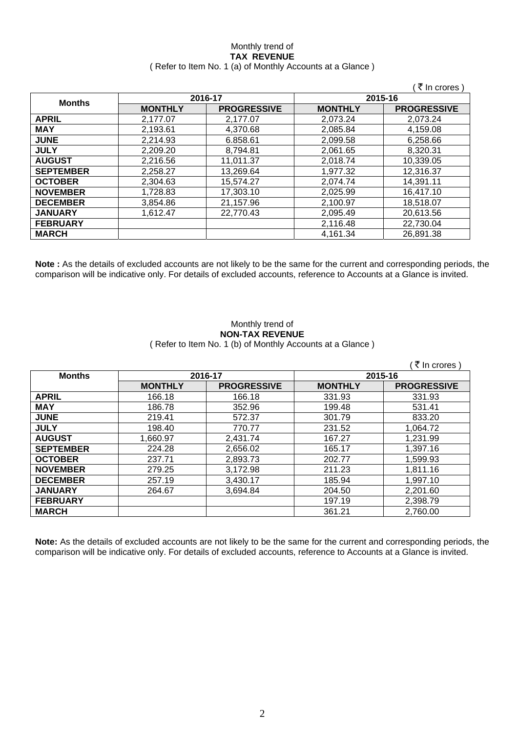Monthly trend of
**TAX REVENUE**
( Refer to Item No. 1 (a) of Monthly Accounts at a Glance )

( ₹ In crores )

| Months | 2016-17 | | 2015-16 | |
|---|---|---|---|---|
| | MONTHLY | PROGRESSIVE | MONTHLY | PROGRESSIVE |
| **APRIL** | 2,177.07 | 2,177.07 | 2,073.24 | 2,073.24 |
| **MAY** | 2,193.61 | 4,370.68 | 2,085.84 | 4,159.08 |
| **JUNE** | 2,214.93 | 6.858.61 | 2,099.58 | 6,258.66 |
| **JULY** | 2,209.20 | 8,794.81 | 2,061.65 | 8,320.31 |
| **AUGUST** | 2,216.56 | 11,011.37 | 2,018.74 | 10,339.05 |
| **SEPTEMBER** | 2,258.27 | 13,269.64 | 1,977.32 | 12,316.37 |
| **OCTOBER** | 2,304.63 | 15,574.27 | 2,074.74 | 14,391.11 |
| **NOVEMBER** | 1,728.83 | 17,303.10 | 2,025.99 | 16,417.10 |
| **DECEMBER** | 3,854.86 | 21,157.96 | 2,100.97 | 18,518.07 |
| **JANUARY** | 1,612.47 | 22,770.43 | 2,095.49 | 20,613.56 |
| **FEBRUARY** | | | 2,116.48 | 22,730.04 |
| **MARCH** | | | 4,161.34 | 26,891.38 |

**Note :** As the details of excluded accounts are not likely to be the same for the current and corresponding periods, the comparison will be indicative only. For details of excluded accounts, reference to Accounts at a Glance is invited.

Monthly trend of
**NON-TAX REVENUE**
( Refer to Item No. 1 (b) of Monthly Accounts at a Glance )

( ₹ In crores )

| Months | 2016-17 | | 2015-16 | |
|---|---|---|---|---|
| | MONTHLY | PROGRESSIVE | MONTHLY | PROGRESSIVE |
| **APRIL** | 166.18 | 166.18 | 331.93 | 331.93 |
| **MAY** | 186.78 | 352.96 | 199.48 | 531.41 |
| **JUNE** | 219.41 | 572.37 | 301.79 | 833.20 |
| **JULY** | 198.40 | 770.77 | 231.52 | 1,064.72 |
| **AUGUST** | 1,660.97 | 2,431.74 | 167.27 | 1,231.99 |
| **SEPTEMBER** | 224.28 | 2,656.02 | 165.17 | 1,397.16 |
| **OCTOBER** | 237.71 | 2,893.73 | 202.77 | 1,599.93 |
| **NOVEMBER** | 279.25 | 3,172.98 | 211.23 | 1,811.16 |
| **DECEMBER** | 257.19 | 3,430.17 | 185.94 | 1,997.10 |
| **JANUARY** | 264.67 | 3,694.84 | 204.50 | 2,201.60 |
| **FEBRUARY** | | | 197.19 | 2,398.79 |
| **MARCH** | | | 361.21 | 2,760.00 |

**Note:** As the details of excluded accounts are not likely to be the same for the current and corresponding periods, the comparison will be indicative only. For details of excluded accounts, reference to Accounts at a Glance is invited.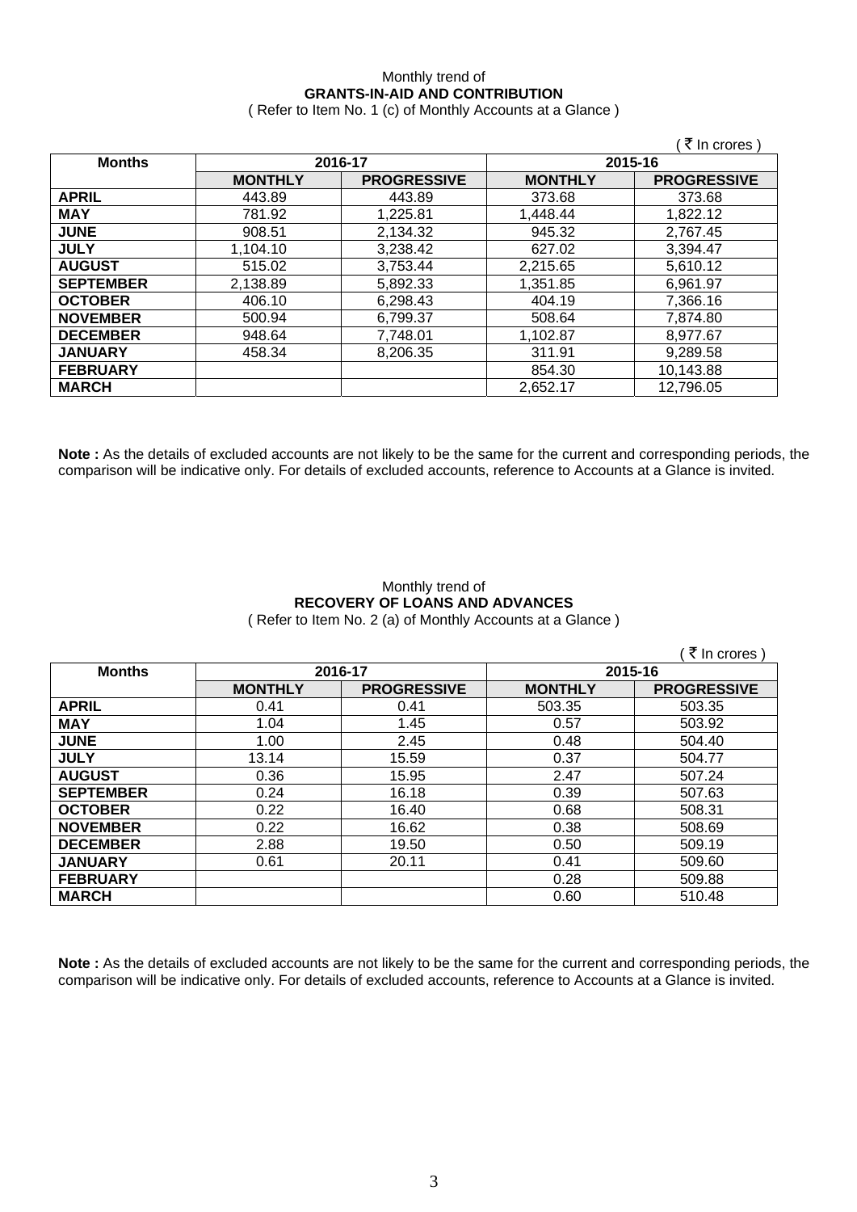Monthly trend of

**GRANTS-IN-AID AND CONTRIBUTION**

( Refer to Item No. 1 (c) of Monthly Accounts at a Glance )

( ₹ In crores )

| Months | 2016-17 | | 2015-16 | |
|---|---|---|---|---|
| | **MONTHLY** | **PROGRESSIVE** | **MONTHLY** | **PROGRESSIVE** |
| **APRIL** | 443.89 | 443.89 | 373.68 | 373.68 |
| **MAY** | 781.92 | 1,225.81 | 1,448.44 | 1,822.12 |
| **JUNE** | 908.51 | 2,134.32 | 945.32 | 2,767.45 |
| **JULY** | 1,104.10 | 3,238.42 | 627.02 | 3,394.47 |
| **AUGUST** | 515.02 | 3,753.44 | 2,215.65 | 5,610.12 |
| **SEPTEMBER** | 2,138.89 | 5,892.33 | 1,351.85 | 6,961.97 |
| **OCTOBER** | 406.10 | 6,298.43 | 404.19 | 7,366.16 |
| **NOVEMBER** | 500.94 | 6,799.37 | 508.64 | 7,874.80 |
| **DECEMBER** | 948.64 | 7,748.01 | 1,102.87 | 8,977.67 |
| **JANUARY** | 458.34 | 8,206.35 | 311.91 | 9,289.58 |
| **FEBRUARY** | | | 854.30 | 10,143.88 |
| **MARCH** | | | 2,652.17 | 12,796.05 |

**Note :** As the details of excluded accounts are not likely to be the same for the current and corresponding periods, the comparison will be indicative only. For details of excluded accounts, reference to Accounts at a Glance is invited.

Monthly trend of

**RECOVERY OF LOANS AND ADVANCES**

( Refer to Item No. 2 (a) of Monthly Accounts at a Glance )

( ₹ In crores )

| Months | 2016-17 | | 2015-16 | |
|---|---|---|---|---|
| | **MONTHLY** | **PROGRESSIVE** | **MONTHLY** | **PROGRESSIVE** |
| **APRIL** | 0.41 | 0.41 | 503.35 | 503.35 |
| **MAY** | 1.04 | 1.45 | 0.57 | 503.92 |
| **JUNE** | 1.00 | 2.45 | 0.48 | 504.40 |
| **JULY** | 13.14 | 15.59 | 0.37 | 504.77 |
| **AUGUST** | 0.36 | 15.95 | 2.47 | 507.24 |
| **SEPTEMBER** | 0.24 | 16.18 | 0.39 | 507.63 |
| **OCTOBER** | 0.22 | 16.40 | 0.68 | 508.31 |
| **NOVEMBER** | 0.22 | 16.62 | 0.38 | 508.69 |
| **DECEMBER** | 2.88 | 19.50 | 0.50 | 509.19 |
| **JANUARY** | 0.61 | 20.11 | 0.41 | 509.60 |
| **FEBRUARY** | | | 0.28 | 509.88 |
| **MARCH** | | | 0.60 | 510.48 |

**Note :** As the details of excluded accounts are not likely to be the same for the current and corresponding periods, the comparison will be indicative only. For details of excluded accounts, reference to Accounts at a Glance is invited.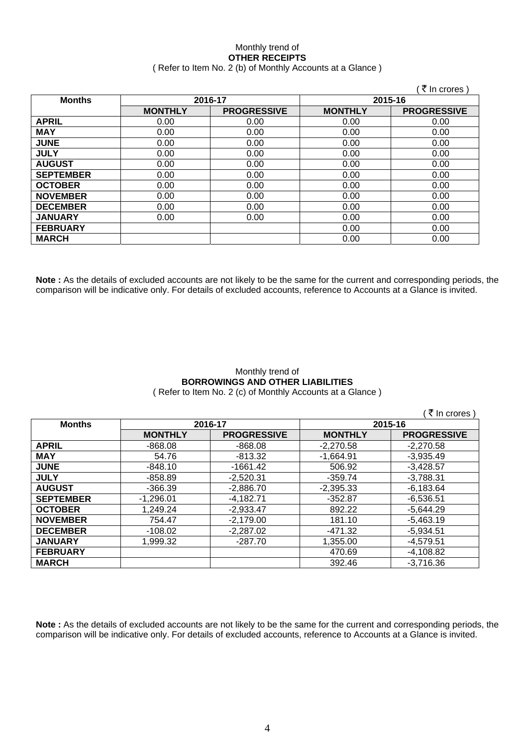Monthly trend of
**OTHER RECEIPTS**
( Refer to Item No. 2 (b) of Monthly Accounts at a Glance )

( ₹ In crores )

| Months | 2016-17 | | 2015-16 | |
|---|---|---|---|---|
| | **MONTHLY** | **PROGRESSIVE** | **MONTHLY** | **PROGRESSIVE** |
| **APRIL** | 0.00 | 0.00 | 0.00 | 0.00 |
| **MAY** | 0.00 | 0.00 | 0.00 | 0.00 |
| **JUNE** | 0.00 | 0.00 | 0.00 | 0.00 |
| **JULY** | 0.00 | 0.00 | 0.00 | 0.00 |
| **AUGUST** | 0.00 | 0.00 | 0.00 | 0.00 |
| **SEPTEMBER** | 0.00 | 0.00 | 0.00 | 0.00 |
| **OCTOBER** | 0.00 | 0.00 | 0.00 | 0.00 |
| **NOVEMBER** | 0.00 | 0.00 | 0.00 | 0.00 |
| **DECEMBER** | 0.00 | 0.00 | 0.00 | 0.00 |
| **JANUARY** | 0.00 | 0.00 | 0.00 | 0.00 |
| **FEBRUARY** | | | 0.00 | 0.00 |
| **MARCH** | | | 0.00 | 0.00 |

**Note :** As the details of excluded accounts are not likely to be the same for the current and corresponding periods, the comparison will be indicative only. For details of excluded accounts, reference to Accounts at a Glance is invited.

Monthly trend of
**BORROWINGS AND OTHER LIABILITIES**
( Refer to Item No. 2 (c) of Monthly Accounts at a Glance )

( ₹ In crores )

| Months | 2016-17 | | 2015-16 | |
|---|---|---|---|---|
| | **MONTHLY** | **PROGRESSIVE** | **MONTHLY** | **PROGRESSIVE** |
| **APRIL** | -868.08 | -868.08 | -2,270.58 | -2,270.58 |
| **MAY** | 54.76 | -813.32 | -1,664.91 | -3,935.49 |
| **JUNE** | -848.10 | -1661.42 | 506.92 | -3,428.57 |
| **JULY** | -858.89 | -2,520.31 | -359.74 | -3,788.31 |
| **AUGUST** | -366.39 | -2,886.70 | -2,395.33 | -6,183.64 |
| **SEPTEMBER** | -1,296.01 | -4,182.71 | -352.87 | -6,536.51 |
| **OCTOBER** | 1,249.24 | -2,933.47 | 892.22 | -5,644.29 |
| **NOVEMBER** | 754.47 | -2,179.00 | 181.10 | -5,463.19 |
| **DECEMBER** | -108.02 | -2,287.02 | -471.32 | -5,934.51 |
| **JANUARY** | 1,999.32 | -287.70 | 1,355.00 | -4,579.51 |
| **FEBRUARY** | | | 470.69 | -4,108.82 |
| **MARCH** | | | 392.46 | -3,716.36 |

**Note :** As the details of excluded accounts are not likely to be the same for the current and corresponding periods, the comparison will be indicative only. For details of excluded accounts, reference to Accounts at a Glance is invited.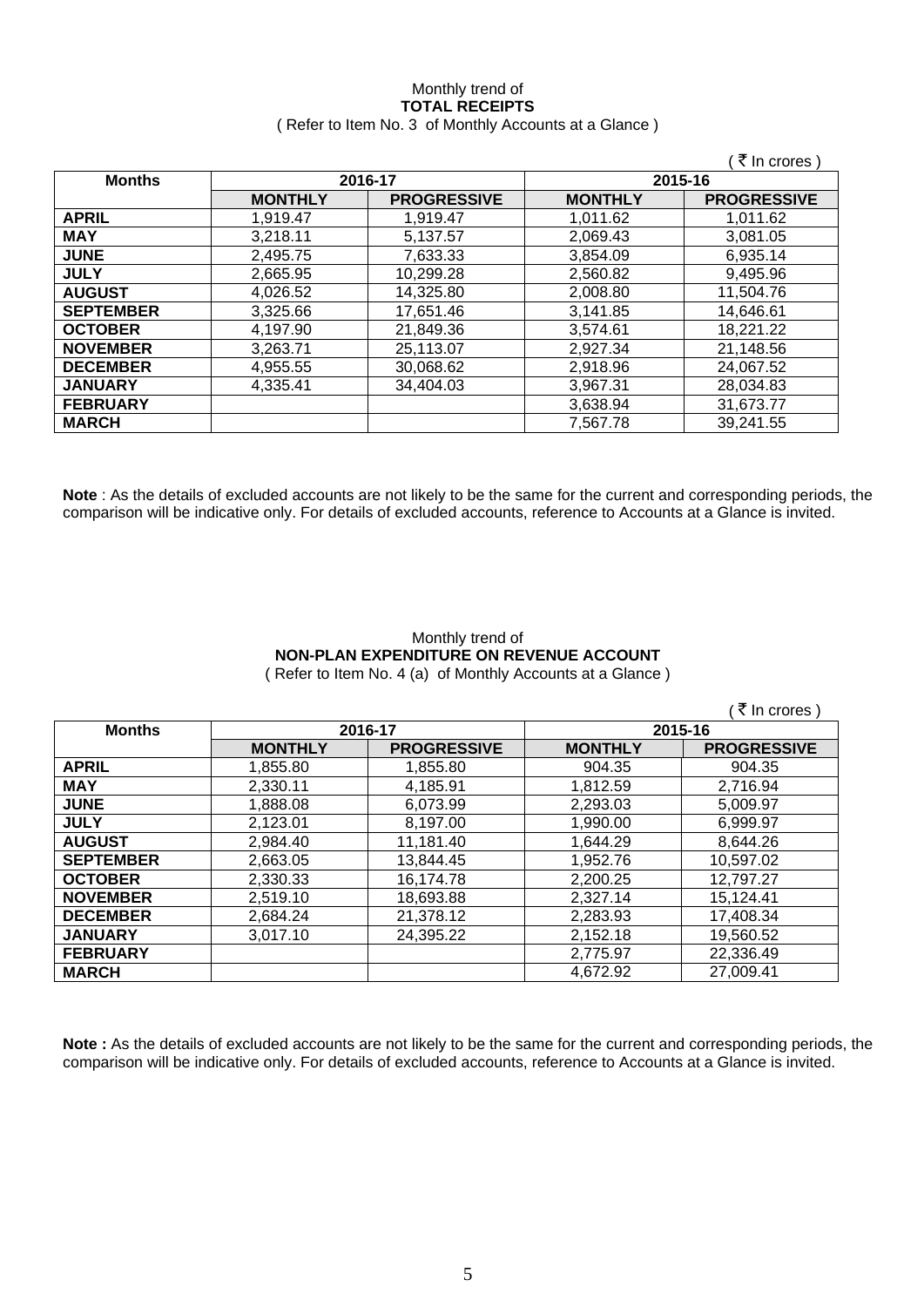Monthly trend of

**TOTAL RECEIPTS**

( Refer to Item No. 3 of Monthly Accounts at a Glance )

( ₹ In crores )

| Months | 2016-17 | | 2015-16 | |
|---|---|---|---|---|
| | **MONTHLY** | **PROGRESSIVE** | **MONTHLY** | **PROGRESSIVE** |
| **APRIL** | 1,919.47 | 1,919.47 | 1,011.62 | 1,011.62 |
| **MAY** | 3,218.11 | 5,137.57 | 2,069.43 | 3,081.05 |
| **JUNE** | 2,495.75 | 7,633.33 | 3,854.09 | 6,935.14 |
| **JULY** | 2,665.95 | 10,299.28 | 2,560.82 | 9,495.96 |
| **AUGUST** | 4,026.52 | 14,325.80 | 2,008.80 | 11,504.76 |
| **SEPTEMBER** | 3,325.66 | 17,651.46 | 3,141.85 | 14,646.61 |
| **OCTOBER** | 4,197.90 | 21,849.36 | 3,574.61 | 18,221.22 |
| **NOVEMBER** | 3,263.71 | 25,113.07 | 2,927.34 | 21,148.56 |
| **DECEMBER** | 4,955.55 | 30,068.62 | 2,918.96 | 24,067.52 |
| **JANUARY** | 4,335.41 | 34,404.03 | 3,967.31 | 28,034.83 |
| **FEBRUARY** | | | 3,638.94 | 31,673.77 |
| **MARCH** | | | 7,567.78 | 39,241.55 |

**Note** : As the details of excluded accounts are not likely to be the same for the current and corresponding periods, the comparison will be indicative only. For details of excluded accounts, reference to Accounts at a Glance is invited.

Monthly trend of

**NON-PLAN EXPENDITURE ON REVENUE ACCOUNT**

( Refer to Item No. 4 (a) of Monthly Accounts at a Glance )

( ₹ In crores )

| Months | 2016-17 | | 2015-16 | |
|---|---|---|---|---|
| | **MONTHLY** | **PROGRESSIVE** | **MONTHLY** | **PROGRESSIVE** |
| **APRIL** | 1,855.80 | 1,855.80 | 904.35 | 904.35 |
| **MAY** | 2,330.11 | 4,185.91 | 1,812.59 | 2,716.94 |
| **JUNE** | 1,888.08 | 6,073.99 | 2,293.03 | 5,009.97 |
| **JULY** | 2,123.01 | 8,197.00 | 1,990.00 | 6,999.97 |
| **AUGUST** | 2,984.40 | 11,181.40 | 1,644.29 | 8,644.26 |
| **SEPTEMBER** | 2,663.05 | 13,844.45 | 1,952.76 | 10,597.02 |
| **OCTOBER** | 2,330.33 | 16,174.78 | 2,200.25 | 12,797.27 |
| **NOVEMBER** | 2,519.10 | 18,693.88 | 2,327.14 | 15,124.41 |
| **DECEMBER** | 2,684.24 | 21,378.12 | 2,283.93 | 17,408.34 |
| **JANUARY** | 3,017.10 | 24,395.22 | 2,152.18 | 19,560.52 |
| **FEBRUARY** | | | 2,775.97 | 22,336.49 |
| **MARCH** | | | 4,672.92 | 27,009.41 |

**Note :** As the details of excluded accounts are not likely to be the same for the current and corresponding periods, the comparison will be indicative only. For details of excluded accounts, reference to Accounts at a Glance is invited.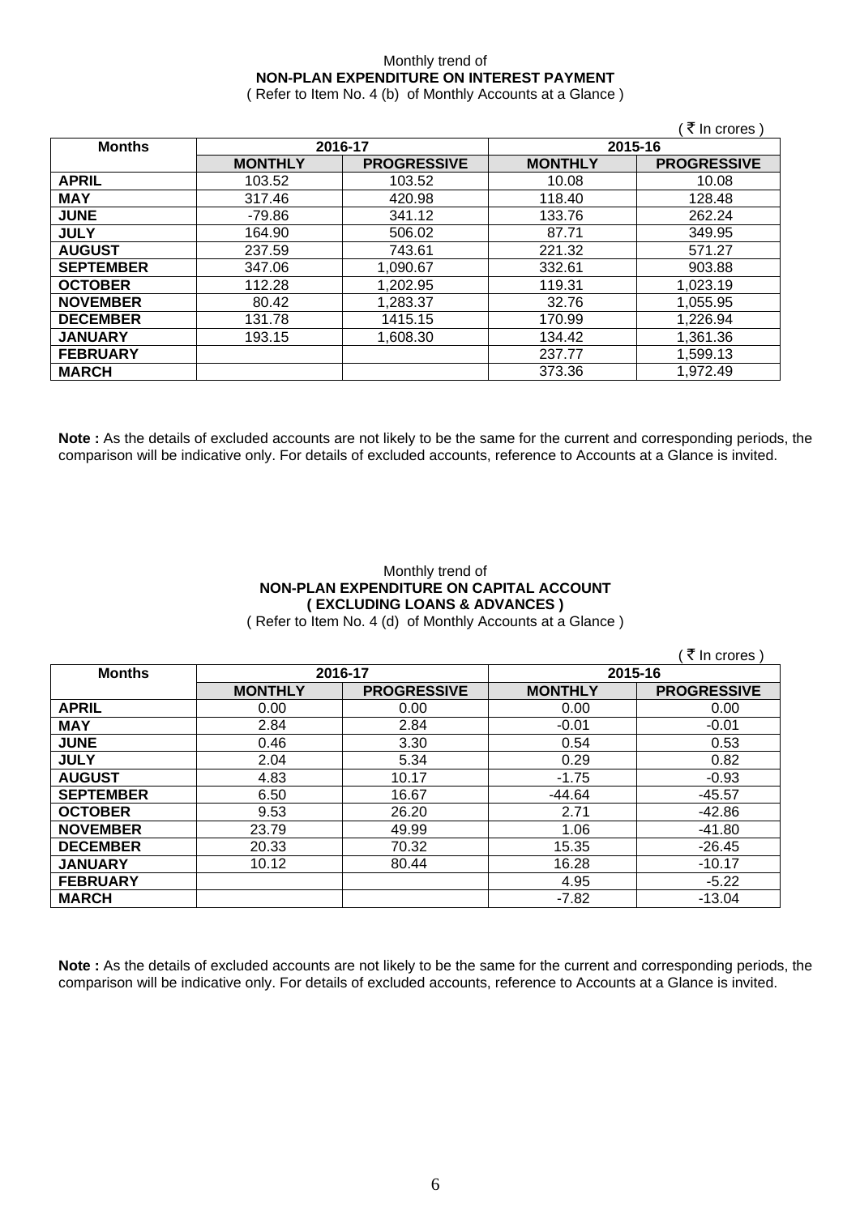Monthly trend of

**NON-PLAN EXPENDITURE ON INTEREST PAYMENT**

( Refer to Item No. 4 (b) of Monthly Accounts at a Glance )

( ₹ In crores )

| Months | 2016-17 | | 2015-16 | |
|---|---|---|---|---|
| | **MONTHLY** | **PROGRESSIVE** | **MONTHLY** | **PROGRESSIVE** |
| **APRIL** | 103.52 | 103.52 | 10.08 | 10.08 |
| **MAY** | 317.46 | 420.98 | 118.40 | 128.48 |
| **JUNE** | -79.86 | 341.12 | 133.76 | 262.24 |
| **JULY** | 164.90 | 506.02 | 87.71 | 349.95 |
| **AUGUST** | 237.59 | 743.61 | 221.32 | 571.27 |
| **SEPTEMBER** | 347.06 | 1,090.67 | 332.61 | 903.88 |
| **OCTOBER** | 112.28 | 1,202.95 | 119.31 | 1,023.19 |
| **NOVEMBER** | 80.42 | 1,283.37 | 32.76 | 1,055.95 |
| **DECEMBER** | 131.78 | 1415.15 | 170.99 | 1,226.94 |
| **JANUARY** | 193.15 | 1,608.30 | 134.42 | 1,361.36 |
| **FEBRUARY** | | | 237.77 | 1,599.13 |
| **MARCH** | | | 373.36 | 1,972.49 |

**Note :** As the details of excluded accounts are not likely to be the same for the current and corresponding periods, the comparison will be indicative only. For details of excluded accounts, reference to Accounts at a Glance is invited.

Monthly trend of

**NON-PLAN EXPENDITURE ON CAPITAL ACCOUNT**
**( EXCLUDING LOANS & ADVANCES )**

( Refer to Item No. 4 (d) of Monthly Accounts at a Glance )

( ₹ In crores )

| Months | 2016-17 | | 2015-16 | |
|---|---|---|---|---|
| | **MONTHLY** | **PROGRESSIVE** | **MONTHLY** | **PROGRESSIVE** |
| **APRIL** | 0.00 | 0.00 | 0.00 | 0.00 |
| **MAY** | 2.84 | 2.84 | -0.01 | -0.01 |
| **JUNE** | 0.46 | 3.30 | 0.54 | 0.53 |
| **JULY** | 2.04 | 5.34 | 0.29 | 0.82 |
| **AUGUST** | 4.83 | 10.17 | -1.75 | -0.93 |
| **SEPTEMBER** | 6.50 | 16.67 | -44.64 | -45.57 |
| **OCTOBER** | 9.53 | 26.20 | 2.71 | -42.86 |
| **NOVEMBER** | 23.79 | 49.99 | 1.06 | -41.80 |
| **DECEMBER** | 20.33 | 70.32 | 15.35 | -26.45 |
| **JANUARY** | 10.12 | 80.44 | 16.28 | -10.17 |
| **FEBRUARY** | | | 4.95 | -5.22 |
| **MARCH** | | | -7.82 | -13.04 |

**Note :** As the details of excluded accounts are not likely to be the same for the current and corresponding periods, the comparison will be indicative only. For details of excluded accounts, reference to Accounts at a Glance is invited.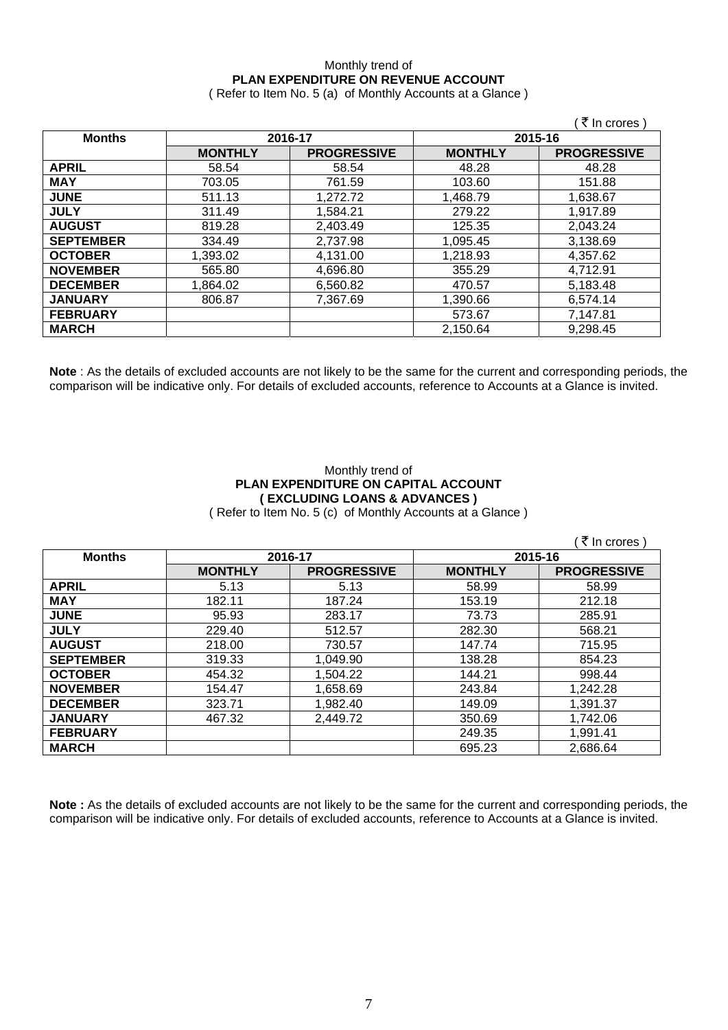Monthly trend of

**PLAN EXPENDITURE ON REVENUE ACCOUNT**

( Refer to Item No. 5 (a) of Monthly Accounts at a Glance )

( ₹ In crores )

| Months | 2016-17 | | 2015-16 | |
|---|---|---|---|---|
| | **MONTHLY** | **PROGRESSIVE** | **MONTHLY** | **PROGRESSIVE** |
| **APRIL** | 58.54 | 58.54 | 48.28 | 48.28 |
| **MAY** | 703.05 | 761.59 | 103.60 | 151.88 |
| **JUNE** | 511.13 | 1,272.72 | 1,468.79 | 1,638.67 |
| **JULY** | 311.49 | 1,584.21 | 279.22 | 1,917.89 |
| **AUGUST** | 819.28 | 2,403.49 | 125.35 | 2,043.24 |
| **SEPTEMBER** | 334.49 | 2,737.98 | 1,095.45 | 3,138.69 |
| **OCTOBER** | 1,393.02 | 4,131.00 | 1,218.93 | 4,357.62 |
| **NOVEMBER** | 565.80 | 4,696.80 | 355.29 | 4,712.91 |
| **DECEMBER** | 1,864.02 | 6,560.82 | 470.57 | 5,183.48 |
| **JANUARY** | 806.87 | 7,367.69 | 1,390.66 | 6,574.14 |
| **FEBRUARY** | | | 573.67 | 7,147.81 |
| **MARCH** | | | 2,150.64 | 9,298.45 |

**Note** : As the details of excluded accounts are not likely to be the same for the current and corresponding periods, the comparison will be indicative only. For details of excluded accounts, reference to Accounts at a Glance is invited.

Monthly trend of

**PLAN EXPENDITURE ON CAPITAL ACCOUNT**

**( EXCLUDING LOANS & ADVANCES )**

( Refer to Item No. 5 (c) of Monthly Accounts at a Glance )

( ₹ In crores )

| Months | 2016-17 | | 2015-16 | |
|---|---|---|---|---|
| | **MONTHLY** | **PROGRESSIVE** | **MONTHLY** | **PROGRESSIVE** |
| **APRIL** | 5.13 | 5.13 | 58.99 | 58.99 |
| **MAY** | 182.11 | 187.24 | 153.19 | 212.18 |
| **JUNE** | 95.93 | 283.17 | 73.73 | 285.91 |
| **JULY** | 229.40 | 512.57 | 282.30 | 568.21 |
| **AUGUST** | 218.00 | 730.57 | 147.74 | 715.95 |
| **SEPTEMBER** | 319.33 | 1,049.90 | 138.28 | 854.23 |
| **OCTOBER** | 454.32 | 1,504.22 | 144.21 | 998.44 |
| **NOVEMBER** | 154.47 | 1,658.69 | 243.84 | 1,242.28 |
| **DECEMBER** | 323.71 | 1,982.40 | 149.09 | 1,391.37 |
| **JANUARY** | 467.32 | 2,449.72 | 350.69 | 1,742.06 |
| **FEBRUARY** | | | 249.35 | 1,991.41 |
| **MARCH** | | | 695.23 | 2,686.64 |

**Note :** As the details of excluded accounts are not likely to be the same for the current and corresponding periods, the comparison will be indicative only. For details of excluded accounts, reference to Accounts at a Glance is invited.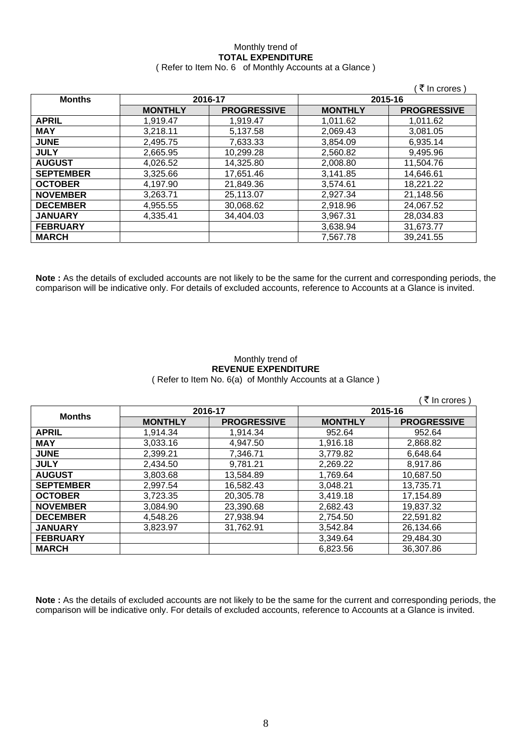Monthly trend of

**TOTAL EXPENDITURE**

( Refer to Item No. 6 of Monthly Accounts at a Glance )

( ₹ In crores )

| Months | 2016-17 | | 2015-16 | |
|---|---|---|---|---|
| | MONTHLY | PROGRESSIVE | MONTHLY | PROGRESSIVE |
| **APRIL** | 1,919.47 | 1,919.47 | 1,011.62 | 1,011.62 |
| **MAY** | 3,218.11 | 5,137.58 | 2,069.43 | 3,081.05 |
| **JUNE** | 2,495.75 | 7,633.33 | 3,854.09 | 6,935.14 |
| **JULY** | 2,665.95 | 10,299.28 | 2,560.82 | 9,495.96 |
| **AUGUST** | 4,026.52 | 14,325.80 | 2,008.80 | 11,504.76 |
| **SEPTEMBER** | 3,325.66 | 17,651.46 | 3,141.85 | 14,646.61 |
| **OCTOBER** | 4,197.90 | 21,849.36 | 3,574.61 | 18,221.22 |
| **NOVEMBER** | 3,263.71 | 25,113.07 | 2,927.34 | 21,148.56 |
| **DECEMBER** | 4,955.55 | 30,068.62 | 2,918.96 | 24,067.52 |
| **JANUARY** | 4,335.41 | 34,404.03 | 3,967.31 | 28,034.83 |
| **FEBRUARY** | | | 3,638.94 | 31,673.77 |
| **MARCH** | | | 7,567.78 | 39,241.55 |

**Note :** As the details of excluded accounts are not likely to be the same for the current and corresponding periods, the comparison will be indicative only. For details of excluded accounts, reference to Accounts at a Glance is invited.

Monthly trend of

**REVENUE EXPENDITURE**

( Refer to Item No. 6(a) of Monthly Accounts at a Glance )

( ₹ In crores )

| Months | 2016-17 | | 2015-16 | |
|---|---|---|---|---|
| | MONTHLY | PROGRESSIVE | MONTHLY | PROGRESSIVE |
| **APRIL** | 1,914.34 | 1,914.34 | 952.64 | 952.64 |
| **MAY** | 3,033.16 | 4,947.50 | 1,916.18 | 2,868.82 |
| **JUNE** | 2,399.21 | 7,346.71 | 3,779.82 | 6,648.64 |
| **JULY** | 2,434.50 | 9,781.21 | 2,269.22 | 8,917.86 |
| **AUGUST** | 3,803.68 | 13,584.89 | 1,769.64 | 10,687.50 |
| **SEPTEMBER** | 2,997.54 | 16,582.43 | 3,048.21 | 13,735.71 |
| **OCTOBER** | 3,723.35 | 20,305.78 | 3,419.18 | 17,154.89 |
| **NOVEMBER** | 3,084.90 | 23,390.68 | 2,682.43 | 19,837.32 |
| **DECEMBER** | 4,548.26 | 27,938.94 | 2,754.50 | 22,591.82 |
| **JANUARY** | 3,823.97 | 31,762.91 | 3,542.84 | 26,134.66 |
| **FEBRUARY** | | | 3,349.64 | 29,484.30 |
| **MARCH** | | | 6,823.56 | 36,307.86 |

**Note :** As the details of excluded accounts are not likely to be the same for the current and corresponding periods, the comparison will be indicative only. For details of excluded accounts, reference to Accounts at a Glance is invited.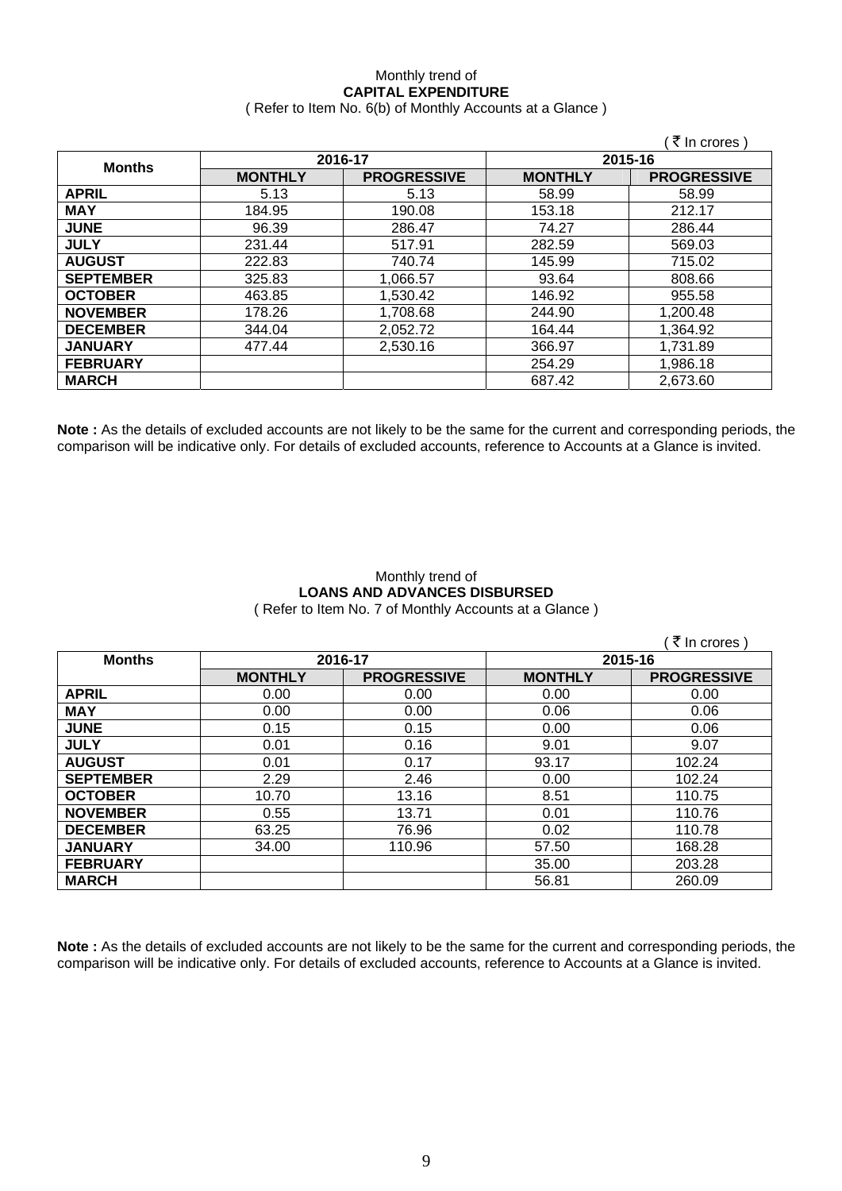Monthly trend of
**CAPITAL EXPENDITURE**
( Refer to Item No. 6(b) of Monthly Accounts at a Glance )

( ₹ In crores )

| Months | 2016-17 | | 2015-16 | |
|---|---|---|---|---|
| | **MONTHLY** | **PROGRESSIVE** | **MONTHLY** | **PROGRESSIVE** |
| **APRIL** | 5.13 | 5.13 | 58.99 | 58.99 |
| **MAY** | 184.95 | 190.08 | 153.18 | 212.17 |
| **JUNE** | 96.39 | 286.47 | 74.27 | 286.44 |
| **JULY** | 231.44 | 517.91 | 282.59 | 569.03 |
| **AUGUST** | 222.83 | 740.74 | 145.99 | 715.02 |
| **SEPTEMBER** | 325.83 | 1,066.57 | 93.64 | 808.66 |
| **OCTOBER** | 463.85 | 1,530.42 | 146.92 | 955.58 |
| **NOVEMBER** | 178.26 | 1,708.68 | 244.90 | 1,200.48 |
| **DECEMBER** | 344.04 | 2,052.72 | 164.44 | 1,364.92 |
| **JANUARY** | 477.44 | 2,530.16 | 366.97 | 1,731.89 |
| **FEBRUARY** | | | 254.29 | 1,986.18 |
| **MARCH** | | | 687.42 | 2,673.60 |

**Note :** As the details of excluded accounts are not likely to be the same for the current and corresponding periods, the comparison will be indicative only. For details of excluded accounts, reference to Accounts at a Glance is invited.

Monthly trend of
**LOANS AND ADVANCES DISBURSED**
( Refer to Item No. 7 of Monthly Accounts at a Glance )

( ₹ In crores )

| Months | 2016-17 | | 2015-16 | |
|---|---|---|---|---|
| | **MONTHLY** | **PROGRESSIVE** | **MONTHLY** | **PROGRESSIVE** |
| **APRIL** | 0.00 | 0.00 | 0.00 | 0.00 |
| **MAY** | 0.00 | 0.00 | 0.06 | 0.06 |
| **JUNE** | 0.15 | 0.15 | 0.00 | 0.06 |
| **JULY** | 0.01 | 0.16 | 9.01 | 9.07 |
| **AUGUST** | 0.01 | 0.17 | 93.17 | 102.24 |
| **SEPTEMBER** | 2.29 | 2.46 | 0.00 | 102.24 |
| **OCTOBER** | 10.70 | 13.16 | 8.51 | 110.75 |
| **NOVEMBER** | 0.55 | 13.71 | 0.01 | 110.76 |
| **DECEMBER** | 63.25 | 76.96 | 0.02 | 110.78 |
| **JANUARY** | 34.00 | 110.96 | 57.50 | 168.28 |
| **FEBRUARY** | | | 35.00 | 203.28 |
| **MARCH** | | | 56.81 | 260.09 |

**Note :** As the details of excluded accounts are not likely to be the same for the current and corresponding periods, the comparison will be indicative only. For details of excluded accounts, reference to Accounts at a Glance is invited.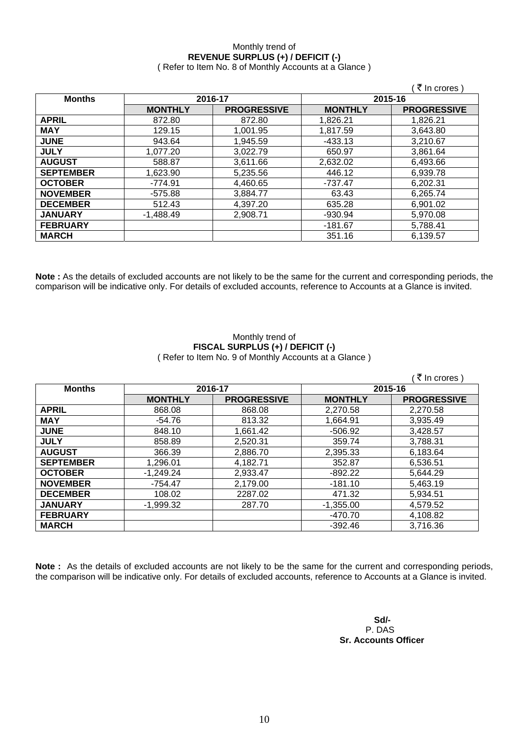Monthly trend of

**REVENUE SURPLUS (+) / DEFICIT (-)**

( Refer to Item No. 8 of Monthly Accounts at a Glance )

( ₹ In crores )

| Months | 2016-17 | | 2015-16 | |
|---|---|---|---|---|
| | **MONTHLY** | **PROGRESSIVE** | **MONTHLY** | **PROGRESSIVE** |
| **APRIL** | 872.80 | 872.80 | 1,826.21 | 1,826.21 |
| **MAY** | 129.15 | 1,001.95 | 1,817.59 | 3,643.80 |
| **JUNE** | 943.64 | 1,945.59 | -433.13 | 3,210.67 |
| **JULY** | 1,077.20 | 3,022.79 | 650.97 | 3,861.64 |
| **AUGUST** | 588.87 | 3,611.66 | 2,632.02 | 6,493.66 |
| **SEPTEMBER** | 1,623.90 | 5,235.56 | 446.12 | 6,939.78 |
| **OCTOBER** | -774.91 | 4,460.65 | -737.47 | 6,202.31 |
| **NOVEMBER** | -575.88 | 3,884.77 | 63.43 | 6,265.74 |
| **DECEMBER** | 512.43 | 4,397.20 | 635.28 | 6,901.02 |
| **JANUARY** | -1,488.49 | 2,908.71 | -930.94 | 5,970.08 |
| **FEBRUARY** | | | -181.67 | 5,788.41 |
| **MARCH** | | | 351.16 | 6,139.57 |

**Note :** As the details of excluded accounts are not likely to be the same for the current and corresponding periods, the comparison will be indicative only. For details of excluded accounts, reference to Accounts at a Glance is invited.

Monthly trend of

**FISCAL SURPLUS (+) / DEFICIT (-)**

( Refer to Item No. 9 of Monthly Accounts at a Glance )

( ₹ In crores )

| Months | 2016-17 | | 2015-16 | |
|---|---|---|---|---|
| | **MONTHLY** | **PROGRESSIVE** | **MONTHLY** | **PROGRESSIVE** |
| **APRIL** | 868.08 | 868.08 | 2,270.58 | 2,270.58 |
| **MAY** | -54.76 | 813.32 | 1,664.91 | 3,935.49 |
| **JUNE** | 848.10 | 1,661.42 | -506.92 | 3,428.57 |
| **JULY** | 858.89 | 2,520.31 | 359.74 | 3,788.31 |
| **AUGUST** | 366.39 | 2,886.70 | 2,395.33 | 6,183.64 |
| **SEPTEMBER** | 1,296.01 | 4,182.71 | 352.87 | 6,536.51 |
| **OCTOBER** | -1,249.24 | 2,933.47 | -892.22 | 5,644.29 |
| **NOVEMBER** | -754.47 | 2,179.00 | -181.10 | 5,463.19 |
| **DECEMBER** | 108.02 | 2287.02 | 471.32 | 5,934.51 |
| **JANUARY** | -1,999.32 | 287.70 | -1,355.00 | 4,579.52 |
| **FEBRUARY** | | | -470.70 | 4,108.82 |
| **MARCH** | | | -392.46 | 3,716.36 |

**Note :** As the details of excluded accounts are not likely to be the same for the current and corresponding periods, the comparison will be indicative only. For details of excluded accounts, reference to Accounts at a Glance is invited.

**Sd/-**
P. DAS
**Sr. Accounts Officer**